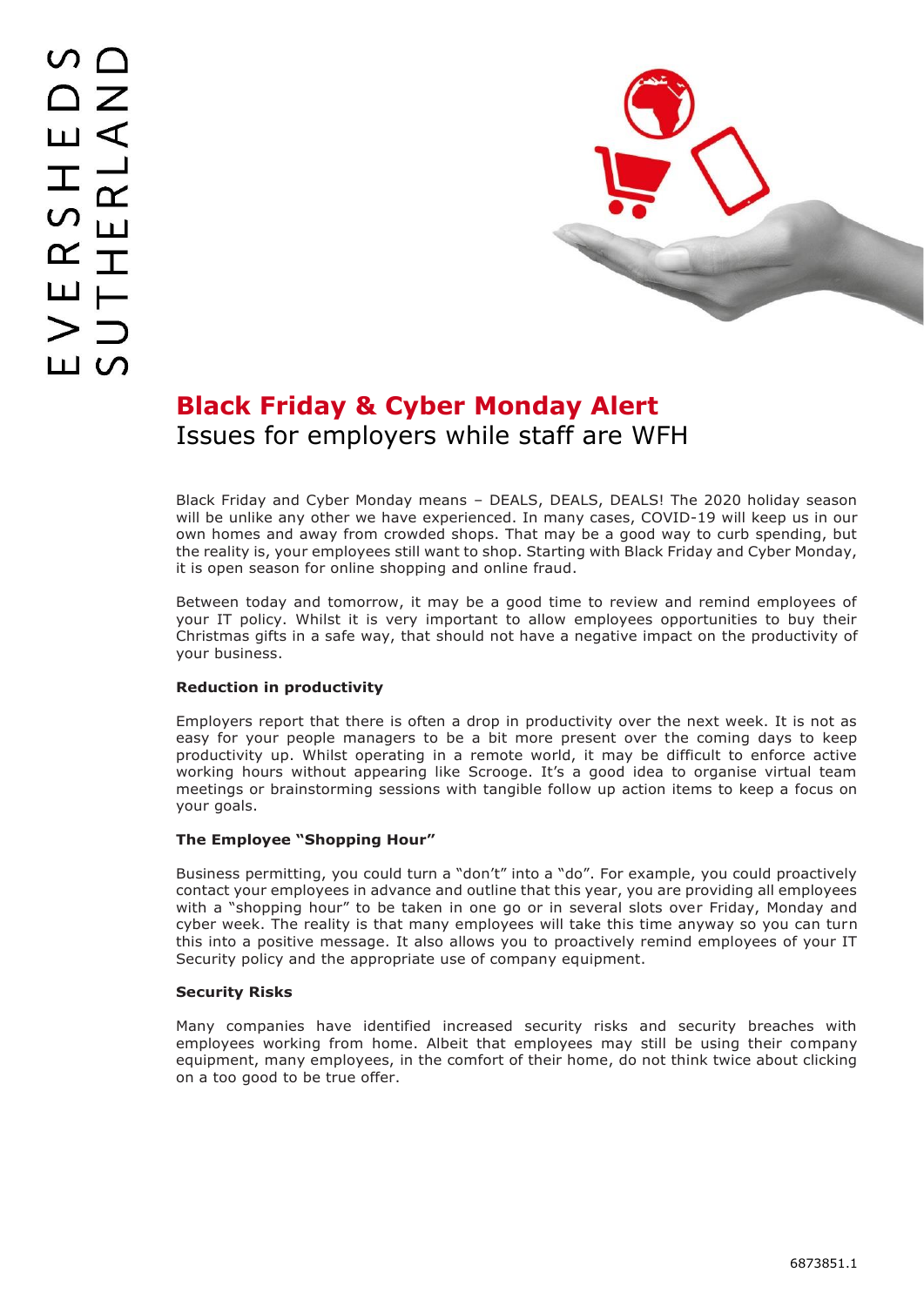# Black Friday & Cyber Monday Alert

## Issues for employers while staff are WFH

Black Friday and Cyber Monday means – DEALS, DEALS, DEALS! The 2020 holiday season will be unlike any other we have experienced. In many cases, COVID-19 will keep us in our own homes and away from crowded shops. That may be a good way to curb spending, but the reality is, your employees still want to shop. Starting with Black Friday and Cyber Monday, it is open season for online shopping and online fraud.

Between today and tomorrow, it may be a good time to review and remind employees of your IT policy. Whilst it is very important to allow employees opportunities to buy their Christmas gifts in a safe way, that should not have a negative impact on the productivity of your business.

**Reduction in productivity**

Employers report that there is often a drop in productivity over the next week. It is not as easy for your people managers to be a bit more present over the coming days to keep productivity up. Whilst operating in a remote world, it may be difficult to enforce active working hours without appearing like Scrooge. It's a good idea to organise virtual team meetings or brainstorming sessions with tangible follow up action items to keep a focus on your goals.

**The Employee "Shopping Hour"**

Business permitting, you could turn a "don't" into a "do". For example, you could proactively contact your employees in advance and outline that this year, you are providing all employees with a "shopping hour" to be taken in one go or in several slots over Friday, Monday and cyber week. The reality is that many employees will take this time anyway so you can turn this into a positive message. It also allows you to proactively remind employees of your IT Security policy and the appropriate use of company equipment.

**Security Risks**

Many companies have identified increased security risks and security breaches with employees working from home. Albeit that employees may still be using their company equipment, many employees, in the comfort of their home, do not think twice about clicking on a too good to be true offer.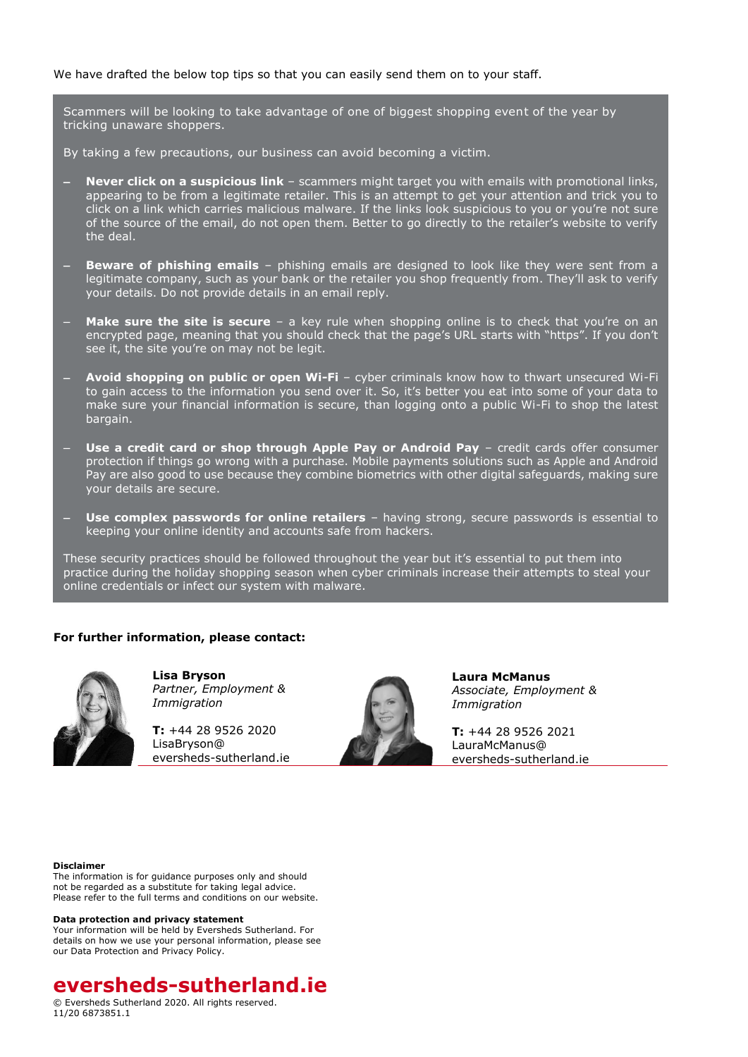We have drafted the below top tips so that you can easily send them on to your staff.

Scammers will be looking to take advantage of one of biggest shopping event of the year by tricking unaware shoppers.

By taking a few precautions, our business can avoid becoming a victim.

- **Never click on a suspicious link** – scammers might target you with emails with promotional links, appearing to be from a legitimate retailer. This is an attempt to get your attention and trick you to click on a link which carries malicious malware. If the links look suspicious to you or you're not sure of the source of the email, do not open them. Better to go directly to the retailer's website to verify the deal.
- **Beware of phishing emails** – phishing emails are designed to look like they were sent from a legitimate company, such as your bank or the retailer you shop frequently from. They'll ask to verify your details. Do not provide details in an email reply.
- **Make sure the site is secure** – a key rule when shopping online is to check that you're on an encrypted page, meaning that you should check that the page's URL starts with "https". If you don't see it, the site you're on may not be legit.
- **Avoid shopping on public or open Wi-Fi** – cyber criminals know how to thwart unsecured Wi-Fi to gain access to the information you send over it. So, it's better you eat into some of your data to make sure your financial information is secure, than logging onto a public Wi-Fi to shop the latest bargain.
- **Use a credit card or shop through Apple Pay or Android Pay** – credit cards offer consumer protection if things go wrong with a purchase. Mobile payments solutions such as Apple and Android Pay are also good to use because they combine biometrics with other digital safeguards, making sure your details are secure.
- **Use complex passwords for online retailers** – having strong, secure passwords is essential to keeping your online identity and accounts safe from hackers.

These security practices should be followed throughout the year but it's essential to put them into practice during the holiday shopping season when cyber criminals increase their attempts to steal your online credentials or infect our system with malware.

**For further information, please contact:**

**Lisa Bryson**
*Partner, Employment & Immigration*

**T:** +44 28 9526 2020
LisaBryson@eversheds-sutherland.ie

**Laura McManus**
*Associate, Employment & Immigration*

**T:** +44 28 9526 2021
LauraMcManus@eversheds-sutherland.ie

**Disclaimer**
The information is for guidance purposes only and should not be regarded as a substitute for taking legal advice. Please refer to the full terms and conditions on our website.

**Data protection and privacy statement**
Your information will be held by Eversheds Sutherland. For details on how we use your personal information, please see our Data Protection and Privacy Policy.

**eversheds-sutherland.ie**

© Eversheds Sutherland 2020. All rights reserved.
11/20 6873851.1